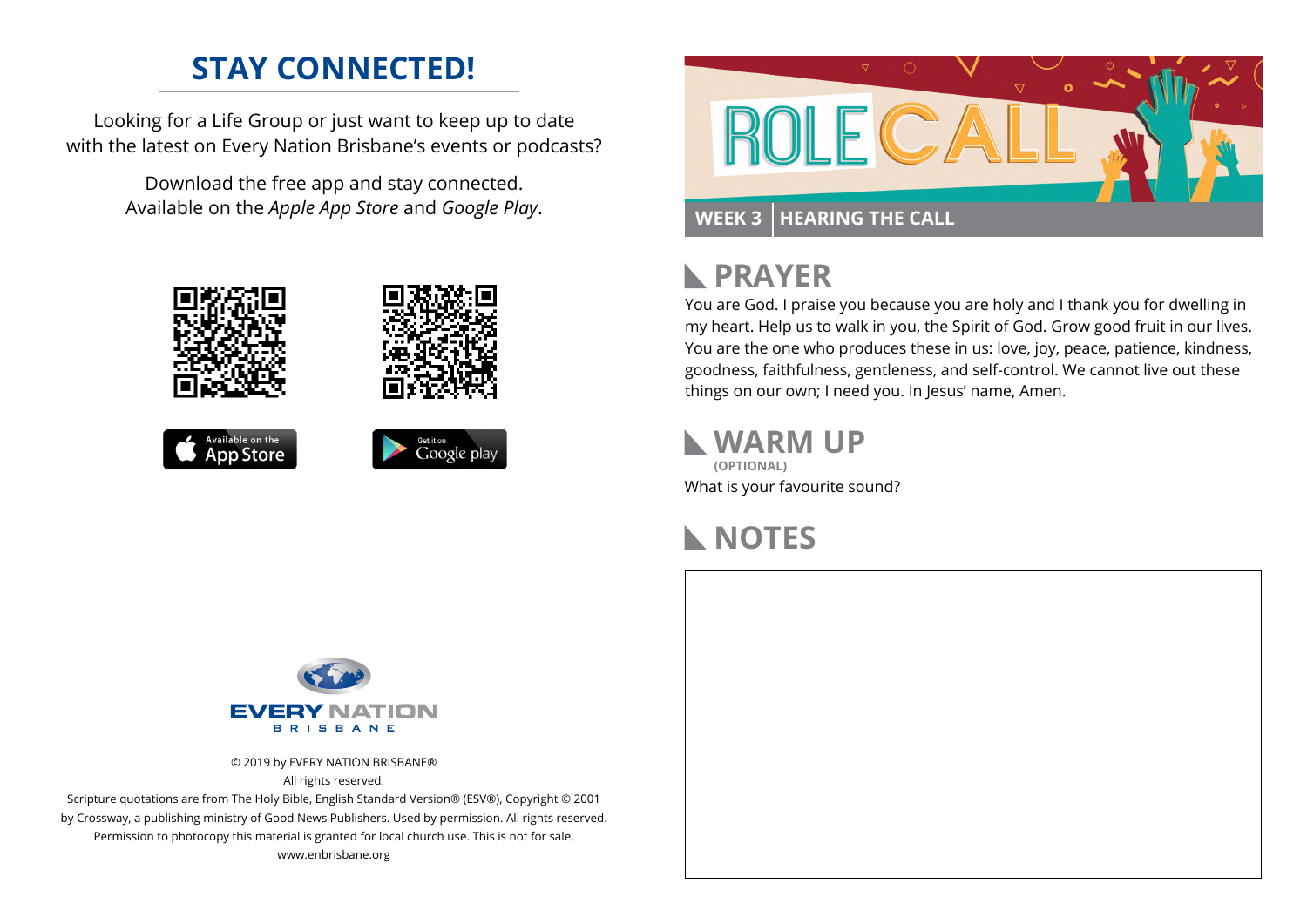## STAY CONNECTED!

Looking for a Life Group or just want to keep up to date with the latest on Every Nation Brisbane's events or podcasts?

Download the free app and stay connected. Available on the *Apple App Store* and *Google Play*.

Available on the App Store

Get it on Google play

EVERY NATION BRISBANE

© 2019 by EVERY NATION BRISBANE®
All rights reserved.
Scripture quotations are from The Holy Bible, English Standard Version® (ESV®), Copyright © 2001 by Crossway, a publishing ministry of Good News Publishers. Used by permission. All rights reserved.
Permission to photocopy this material is granted for local church use. This is not for sale.
www.enbrisbane.org

# ROLE CALL

**WEEK 3 | HEARING THE CALL**

## PRAYER

You are God. I praise you because you are holy and I thank you for dwelling in my heart. Help us to walk in you, the Spirit of God. Grow good fruit in our lives. You are the one who produces these in us: love, joy, peace, patience, kindness, goodness, faithfulness, gentleness, and self-control. We cannot live out these things on our own; I need you. In Jesus' name, Amen.

## WARM UP

**(OPTIONAL)**

What is your favourite sound?

## NOTES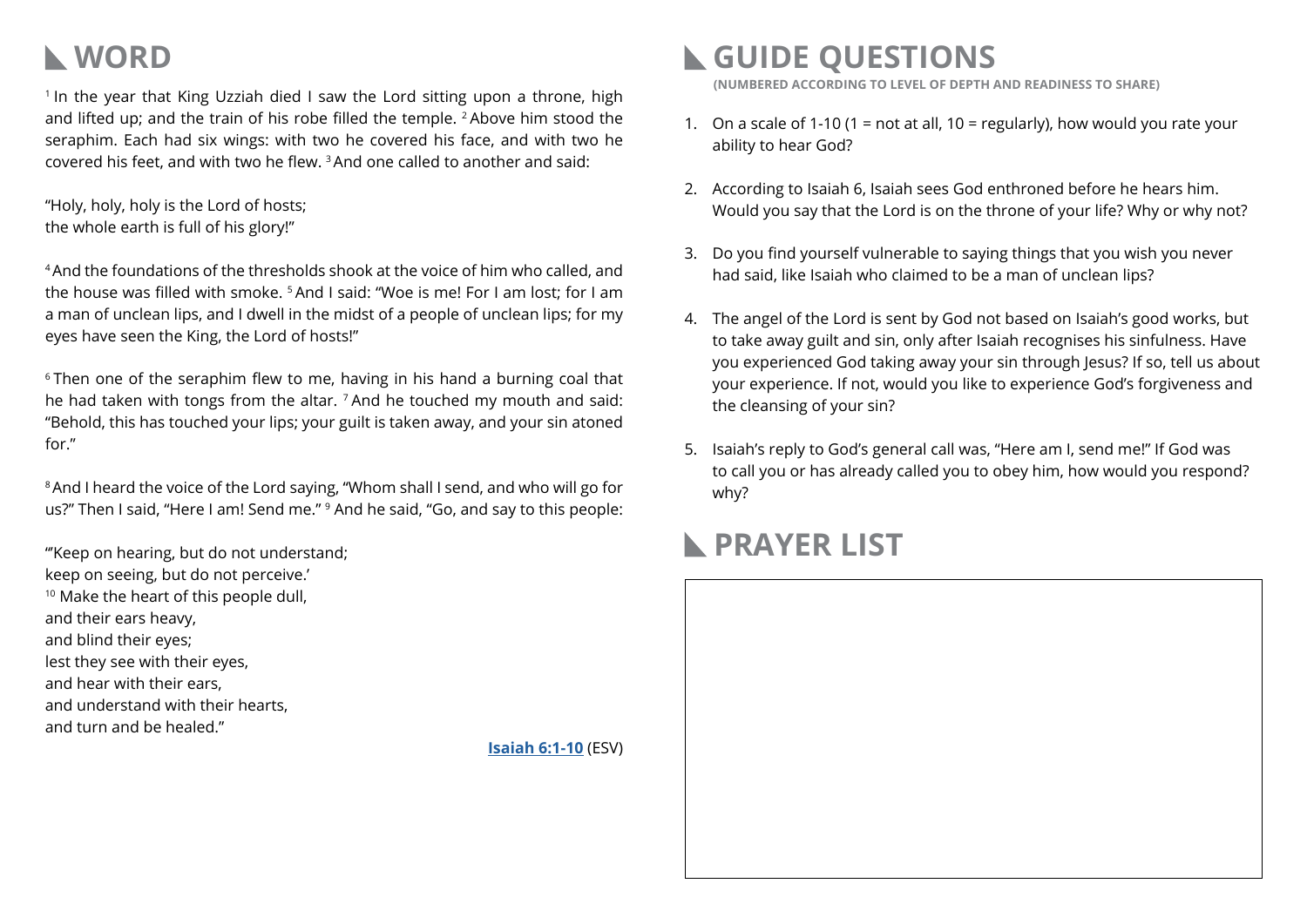## WORD

[1] In the year that King Uzziah died I saw the Lord sitting upon a throne, high and lifted up; and the train of his robe filled the temple. [2] Above him stood the seraphim. Each had six wings: with two he covered his face, and with two he covered his feet, and with two he flew. [3] And one called to another and said:

"Holy, holy, holy is the Lord of hosts;
the whole earth is full of his glory!"

[4] And the foundations of the thresholds shook at the voice of him who called, and the house was filled with smoke. [5] And I said: "Woe is me! For I am lost; for I am a man of unclean lips, and I dwell in the midst of a people of unclean lips; for my eyes have seen the King, the Lord of hosts!"

[6] Then one of the seraphim flew to me, having in his hand a burning coal that he had taken with tongs from the altar. [7] And he touched my mouth and said: "Behold, this has touched your lips; your guilt is taken away, and your sin atoned for."

[8] And I heard the voice of the Lord saying, "Whom shall I send, and who will go for us?" Then I said, "Here I am! Send me." [9] And he said, "Go, and say to this people:

"'Keep on hearing, but do not understand;
keep on seeing, but do not perceive.'
[10] Make the heart of this people dull,
and their ears heavy,
and blind their eyes;
lest they see with their eyes,
and hear with their ears,
and understand with their hearts,
and turn and be healed."

**Isaiah 6:1-10** (ESV)

## GUIDE QUESTIONS

**(NUMBERED ACCORDING TO LEVEL OF DEPTH AND READINESS TO SHARE)**

1. On a scale of 1-10 (1 = not at all, 10 = regularly), how would you rate your ability to hear God?
2. According to Isaiah 6, Isaiah sees God enthroned before he hears him. Would you say that the Lord is on the throne of your life? Why or why not?
3. Do you find yourself vulnerable to saying things that you wish you never had said, like Isaiah who claimed to be a man of unclean lips?
4. The angel of the Lord is sent by God not based on Isaiah's good works, but to take away guilt and sin, only after Isaiah recognises his sinfulness. Have you experienced God taking away your sin through Jesus? If so, tell us about your experience. If not, would you like to experience God's forgiveness and the cleansing of your sin?
5. Isaiah's reply to God's general call was, "Here am I, send me!" If God was to call you or has already called you to obey him, how would you respond? why?

## PRAYER LIST